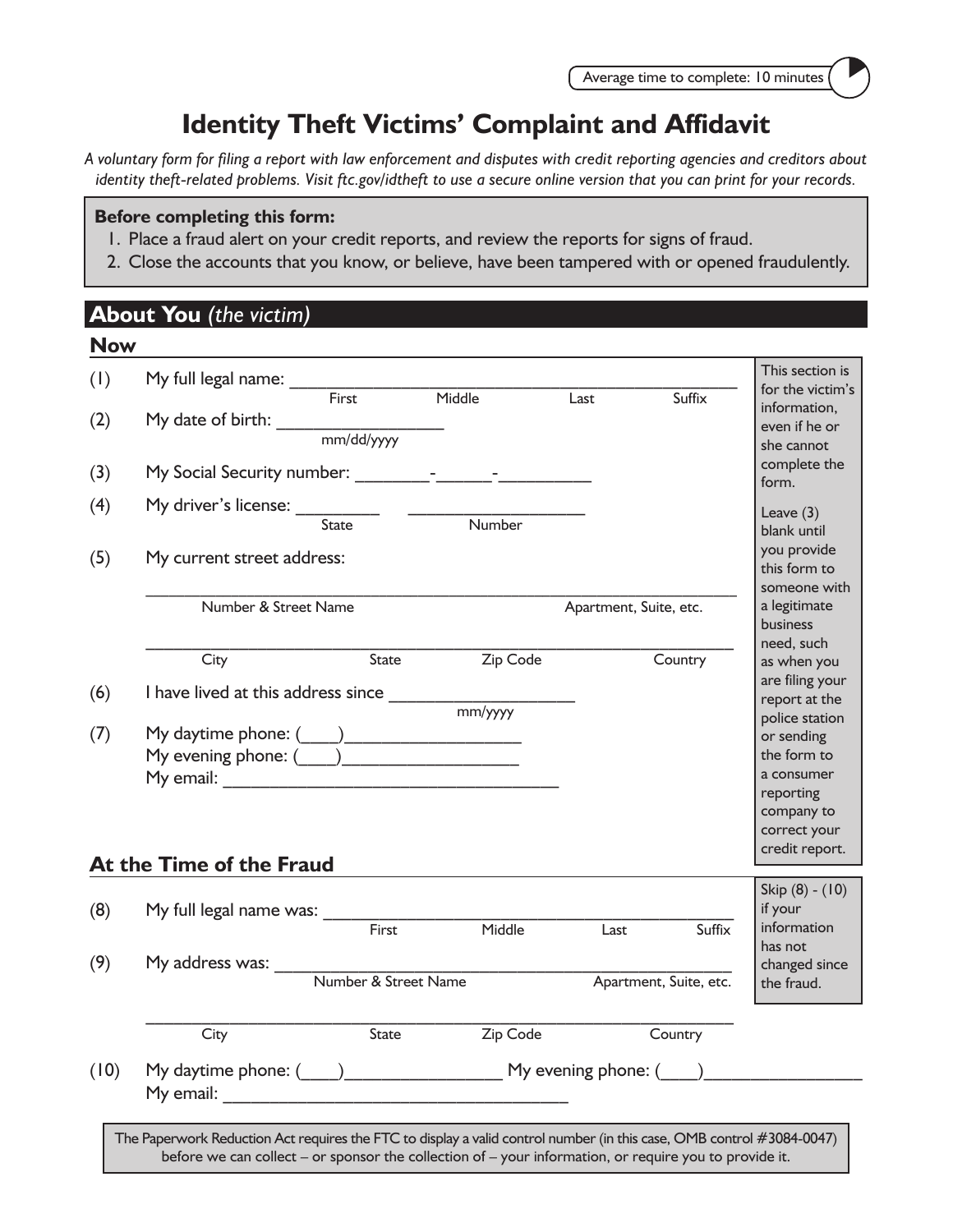Average time to completion: 10 minutes

# Identity Theft Victims' Complaint and Affidavit

*A voluntary form for filing a report with law enforcement and disputes with credit reporting agencies and creditors about identity theft-related problems. Visit ftc.gov/idtheft to use a secure online version that you can print for your records.*

**Before completing this form:**

1. Place a fraud alert on your credit reports, and review the reports for signs of fraud.
2. Close the accounts that you know, or believe, have been tampered with or opened fraudulently.

## About You *(the victim)*

### Now

*This section is for the victim's information, even if he or she cannot complete the form.*

*Leave (3) blank until you provide this form to someone with a legitimate business need, such as when you are filing your report at the police station or sending the form to a consumer reporting company to correct your credit report.*

(1) My full legal name: ______________________________________________
First Middle Last Suffix

(2) My date of birth: _______________
mm/dd/yyyy

(3) My Social Security number: ________-______-_________

(4) My driver's license: ________ ________________
State Number

(5) My current street address:

____________________________________________________________
Number & Street Name Apartment, Suite, etc.

____________________________________________________________
City State Zip Code Country

(6) I have lived at this address since _________________
mm/yyyy

(7) My daytime phone: (____)________________
My evening phone: (____)________________
My email: ________________________________

### At the Time of the Fraud

*Skip (8) - (10) if your information has not changed since the fraud.*

(8) My full legal name was: ______________________________________________
First Middle Last Suffix

(9) My address was: ______________________________________________
Number & Street Name Apartment, Suite, etc.

____________________________________________________________
City State Zip Code Country

(10) My daytime phone: (____)______________ My evening phone: (____)______________
My email: ________________________________

The Paperwork Reduction Act requires the FTC to display a valid control number (in this case, OMB control #3084-0047) before we can collect – or sponsor the collection of – your information, or require you to provide it.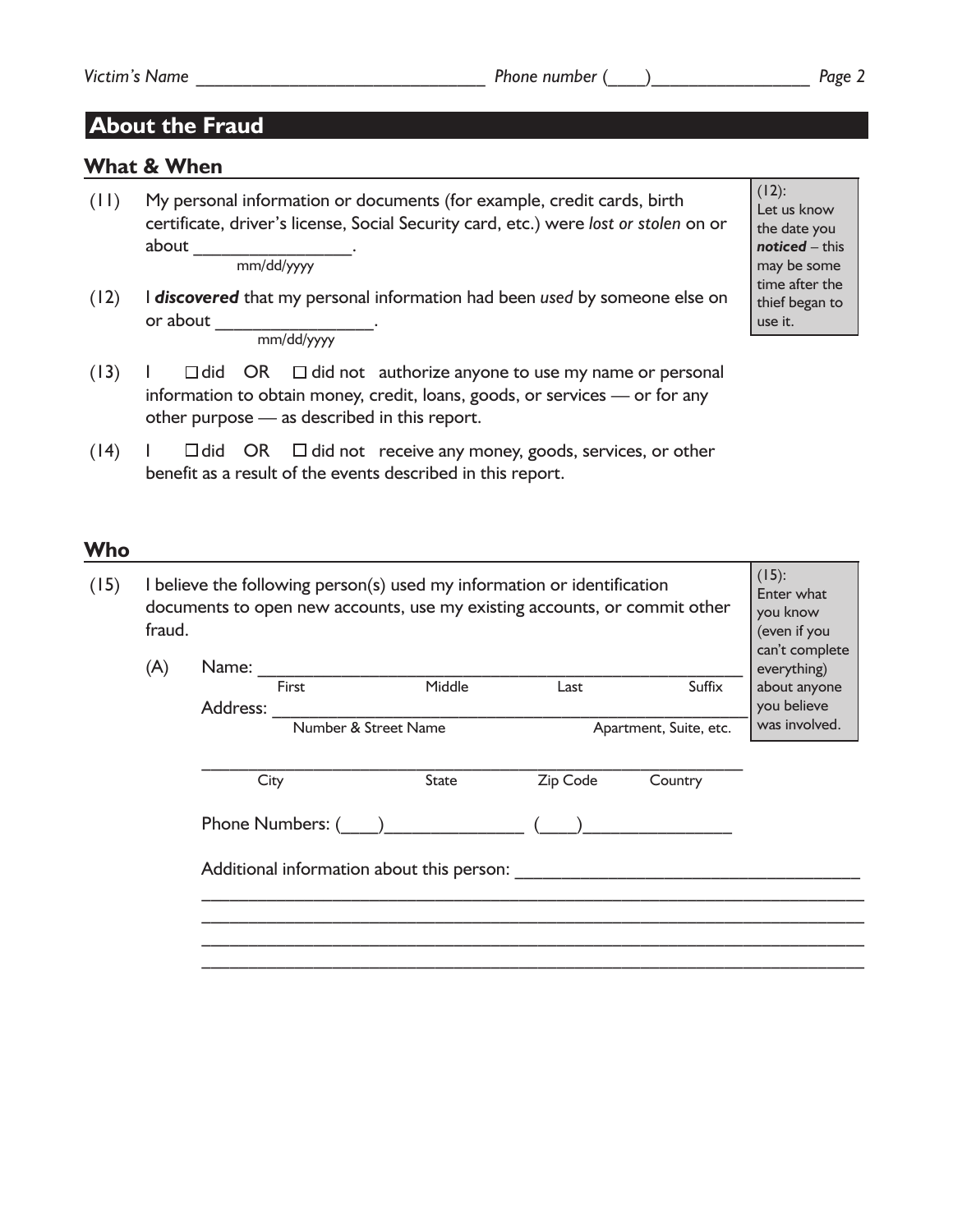Victim's Name ______________________________ Phone number (____)________________

## About the Fraud

### What & When

(11) My personal information or documents (for example, credit cards, birth certificate, driver's license, Social Security card, etc.) were *lost or stolen* on or about ________________.
mm/dd/yyyy

(12) I ***discovered*** that my personal information had been *used* by someone else on or about ________________.
mm/dd/yyyy

> (12): Let us know the date you ***noticed*** – this may be some time after the thief began to use it.

(13) I ☐ did OR ☐ did not authorize anyone to use my name or personal information to obtain money, credit, loans, goods, or services — or for any other purpose — as described in this report.

(14) I ☐ did OR ☐ did not receive any money, goods, services, or other benefit as a result of the events described in this report.

### Who

(15) I believe the following person(s) used my information or identification documents to open new accounts, use my existing accounts, or commit other fraud.

> (15): Enter what you know (even if you can't complete everything) about anyone you believe was involved.

(A) Name: ________________________________________________
First Middle Last Suffix

Address: ________________________________________________
Number & Street Name Apartment, Suite, etc.

________________________________________________
City State Zip Code Country

Phone Numbers: (____)______________ (____)______________

Additional information about this person: ____________________________________

______________________________________________________________________

______________________________________________________________________

______________________________________________________________________

______________________________________________________________________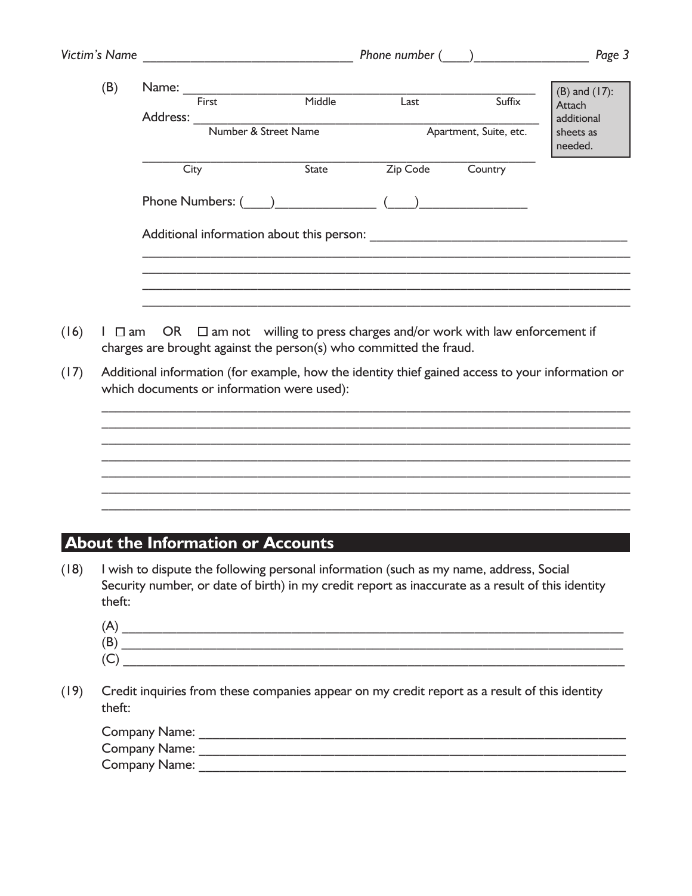Victim's Name ______________________________ Phone number (____)________________

(B) Name: ________________________________________________

First Middle Last Suffix

Address: ________________________________________________

Number & Street Name Apartment, Suite, etc.

________________________________________________

City State Zip Code Country

Phone Numbers: (____)______________ (____)______________

Additional information about this person: ____________________________________

______________________________________________________________________

______________________________________________________________________

______________________________________________________________________

______________________________________________________________________

> (B) and (17): Attach additional sheets as needed.

(16) I ☐ am OR ☐ am not willing to press charges and/or work with law enforcement if charges are brought against the person(s) who committed the fraud.

(17) Additional information (for example, how the identity thief gained access to your information or which documents or information were used):

______________________________________________________________________

______________________________________________________________________

______________________________________________________________________

______________________________________________________________________

______________________________________________________________________

______________________________________________________________________

______________________________________________________________________

## About the Information or Accounts

(18) I wish to dispute the following personal information (such as my name, address, Social Security number, or date of birth) in my credit report as inaccurate as a result of this identity theft:

(A) ______________________________________________________________________

(B) ______________________________________________________________________

(C) ______________________________________________________________________

(19) Credit inquiries from these companies appear on my credit report as a result of this identity theft:

Company Name: ______________________________________________________

Company Name: ______________________________________________________

Company Name: ______________________________________________________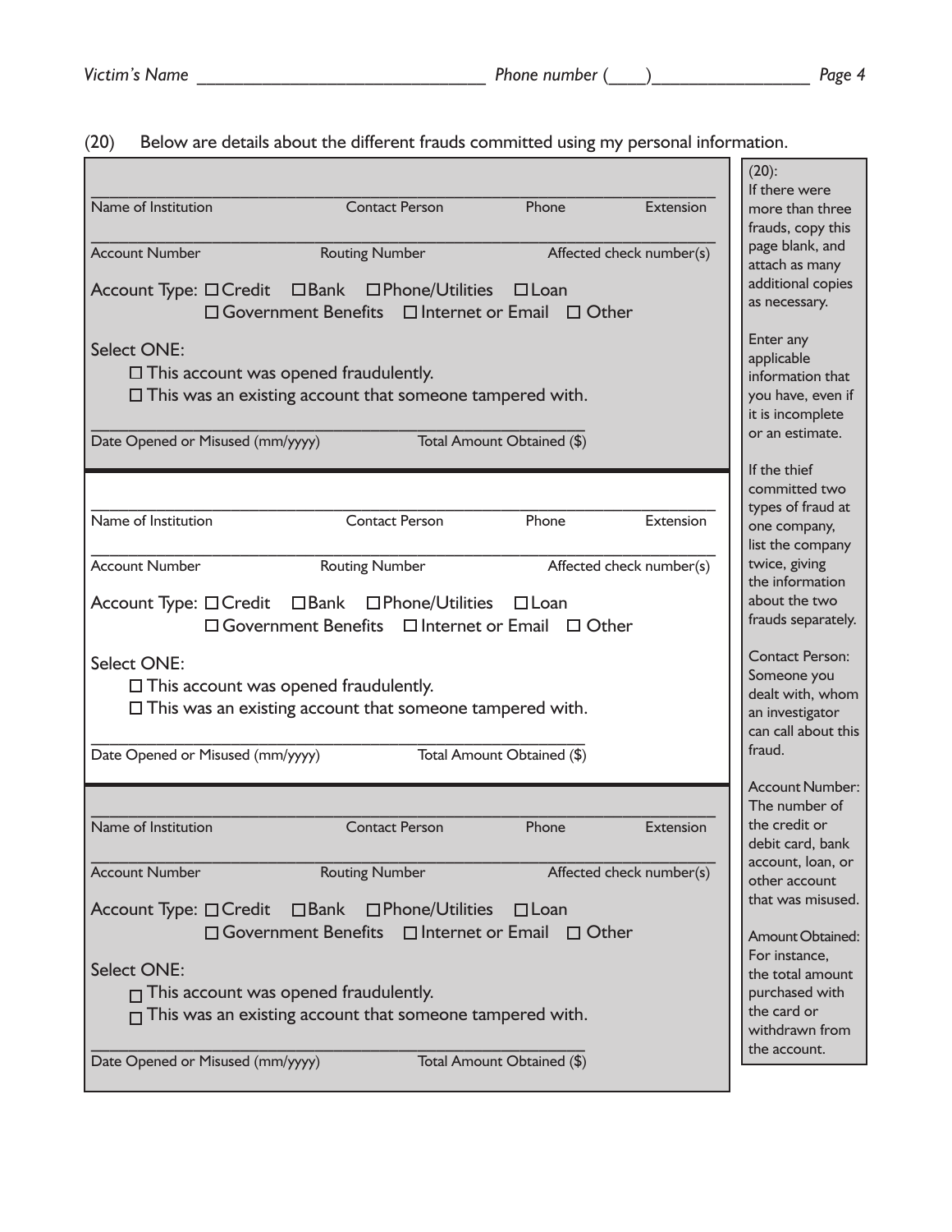Victim's Name ______________________________ Phone number (____)________________

(20) Below are details about the different frauds committed using my personal information.

______________________________________________________________________
Name of Institution | Contact Person | Phone | Extension

______________________________________________________________________
Account Number | Routing Number | Affected check number(s)

Account Type: ☐ Credit ☐ Bank ☐ Phone/Utilities ☐ Loan
☐ Government Benefits ☐ Internet or Email ☐ Other

Select ONE:
- ☐ This account was opened fraudulently.
- ☐ This was an existing account that someone tampered with.

______________________________________________________________________
Date Opened or Misused (mm/yyyy) | Total Amount Obtained ($)

---

______________________________________________________________________
Name of Institution | Contact Person | Phone | Extension

______________________________________________________________________
Account Number | Routing Number | Affected check number(s)

Account Type: ☐ Credit ☐ Bank ☐ Phone/Utilities ☐ Loan
☐ Government Benefits ☐ Internet or Email ☐ Other

Select ONE:
- ☐ This account was opened fraudulently.
- ☐ This was an existing account that someone tampered with.

______________________________________________________________________
Date Opened or Misused (mm/yyyy) | Total Amount Obtained ($)

---

______________________________________________________________________
Name of Institution | Contact Person | Phone | Extension

______________________________________________________________________
Account Number | Routing Number | Affected check number(s)

Account Type: ☐ Credit ☐ Bank ☐ Phone/Utilities ☐ Loan
☐ Government Benefits ☐ Internet or Email ☐ Other

Select ONE:
- ☐ This account was opened fraudulently.
- ☐ This was an existing account that someone tampered with.

______________________________________________________________________
Date Opened or Misused (mm/yyyy) | Total Amount Obtained ($)

---

(20):
If there were more than three frauds, copy this page blank, and attach as many additional copies as necessary.

Enter any applicable information that you have, even if it is incomplete or an estimate.

If the thief committed two types of fraud at one company, list the company twice, giving the information about the two frauds separately.

Contact Person: Someone you dealt with, whom an investigator can call about this fraud.

Account Number: The number of the credit or debit card, bank account, loan, or other account that was misused.

Amount Obtained: For instance, the total amount purchased with the card or withdrawn from the account.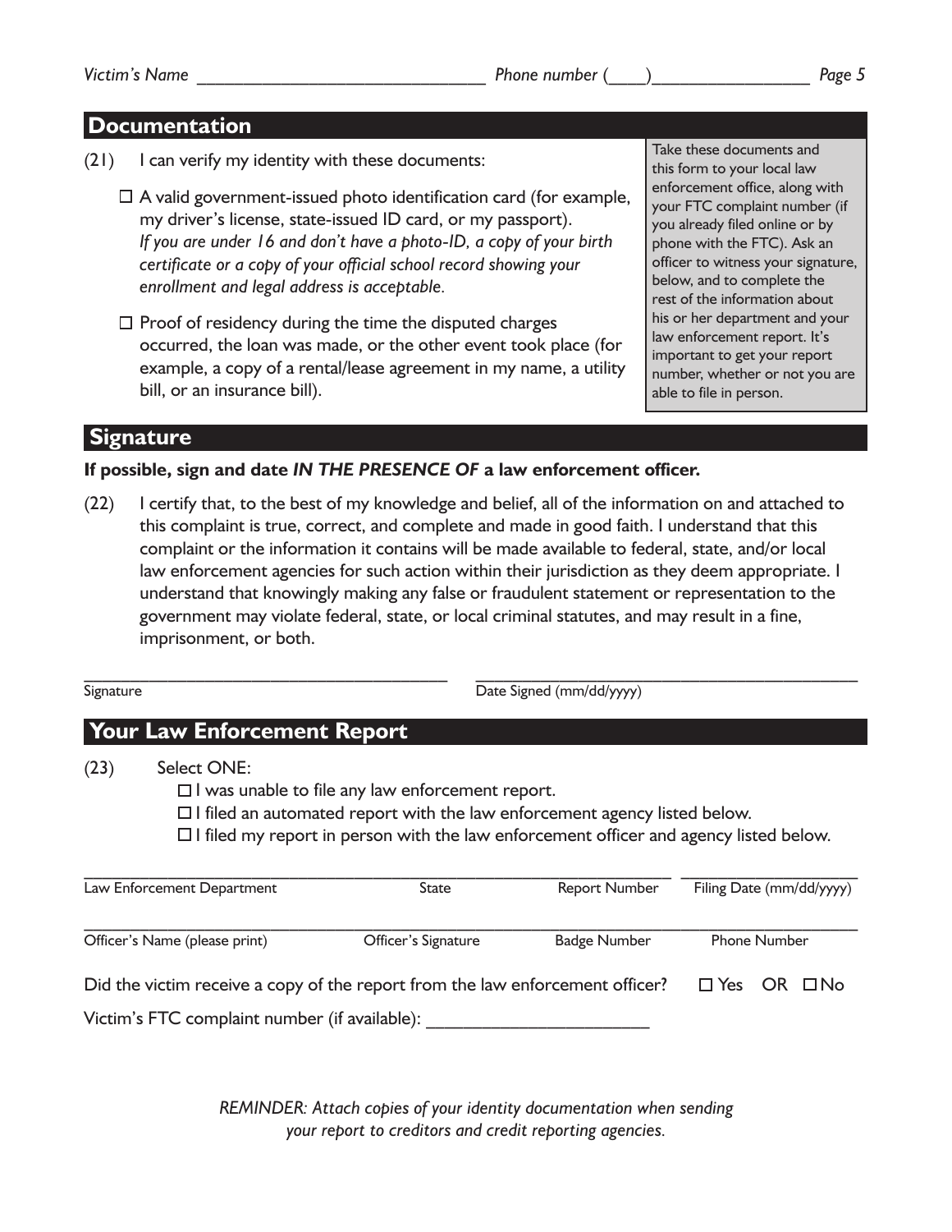Victim's Name ______________________________ Phone number (____)________________

## Documentation

(21) I can verify my identity with these documents:

- ☐ A valid government-issued photo identification card (for example, my driver's license, state-issued ID card, or my passport).
  *If you are under 16 and don't have a photo-ID, a copy of your birth certificate or a copy of your official school record showing your enrollment and legal address is acceptable.*
- ☐ Proof of residency during the time the disputed charges occurred, the loan was made, or the other event took place (for example, a copy of a rental/lease agreement in my name, a utility bill, or an insurance bill).

Take these documents and this form to your local law enforcement office, along with your FTC complaint number (if you already filed online or by phone with the FTC). Ask an officer to witness your signature, below, and to complete the rest of the information about his or her department and your law enforcement report. It's important to get your report number, whether or not you are able to file in person.

## Signature

**If possible, sign and date *IN THE PRESENCE OF* a law enforcement officer.**

(22) I certify that, to the best of my knowledge and belief, all of the information on and attached to this complaint is true, correct, and complete and made in good faith. I understand that this complaint or the information it contains will be made available to federal, state, and/or local law enforcement agencies for such action within their jurisdiction as they deem appropriate. I understand that knowingly making any false or fraudulent statement or representation to the government may violate federal, state, or local criminal statutes, and may result in a fine, imprisonment, or both.

________________________________________ ________________________________________
Signature Date Signed (mm/dd/yyyy)

## Your Law Enforcement Report

(23) Select ONE:

- ☐ I was unable to file any law enforcement report.
- ☐ I filed an automated report with the law enforcement agency listed below.
- ☐ I filed my report in person with the law enforcement officer and agency listed below.

| Law Enforcement Department | State | Report Number | Filing Date (mm/dd/yyyy) |
|---|---|---|---|
| | | | |

| Officer's Name (please print) | Officer's Signature | Badge Number | Phone Number |
|---|---|---|---|
| | | | |

Did the victim receive a copy of the report from the law enforcement officer? ☐ Yes OR ☐ No

Victim's FTC complaint number (if available): ______________________

*REMINDER: Attach copies of your identity documentation when sending your report to creditors and credit reporting agencies.*